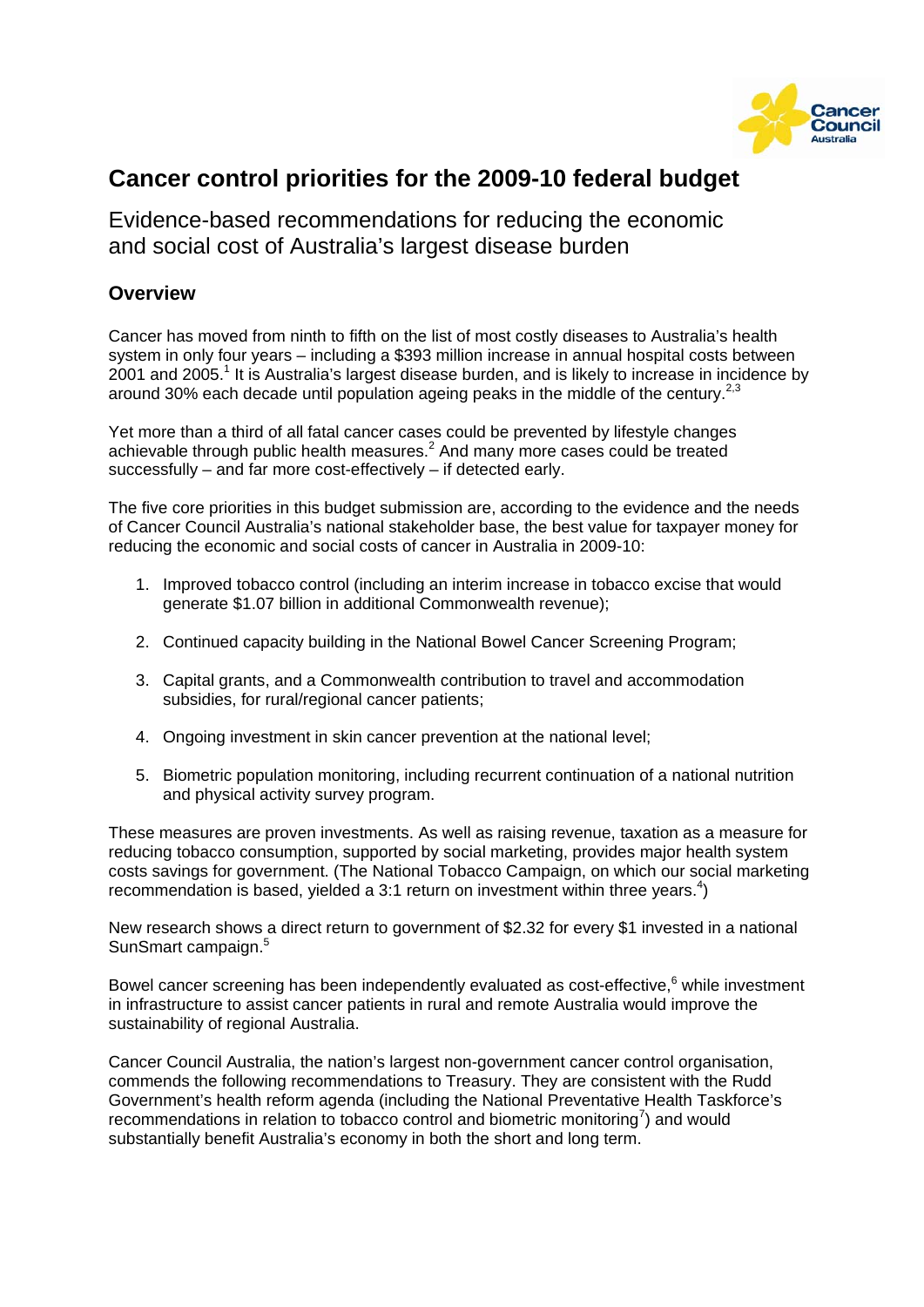# Cancer control priorities for the 2009-10 federal budget

Evidence-based recommendations for reducing the economic and social cost of Australia's largest disease burden

## Overview

Cancer has moved from ninth to fifth on the list of most costly diseases to Australia's health system in only four years – including a $393 million increase in annual hospital costs between 2001 and 2005.[1] It is Australia's largest disease burden, and is likely to increase in incidence by around 30% each decade until population ageing peaks in the middle of the century.[2,3]

Yet more than a third of all fatal cancer cases could be prevented by lifestyle changes achievable through public health measures.[2] And many more cases could be treated successfully – and far more cost-effectively – if detected early.

The five core priorities in this budget submission are, according to the evidence and the needs of Cancer Council Australia's national stakeholder base, the best value for taxpayer money for reducing the economic and social costs of cancer in Australia in 2009-10:

1. Improved tobacco control (including an interim increase in tobacco excise that would generate $1.07 billion in additional Commonwealth revenue);
2. Continued capacity building in the National Bowel Cancer Screening Program;
3. Capital grants, and a Commonwealth contribution to travel and accommodation subsidies, for rural/regional cancer patients;
4. Ongoing investment in skin cancer prevention at the national level;
5. Biometric population monitoring, including recurrent continuation of a national nutrition and physical activity survey program.

These measures are proven investments. As well as raising revenue, taxation as a measure for reducing tobacco consumption, supported by social marketing, provides major health system costs savings for government. (The National Tobacco Campaign, on which our social marketing recommendation is based, yielded a 3:1 return on investment within three years.[4])

New research shows a direct return to government of $2.32 for every $1 invested in a national SunSmart campaign.[5]

Bowel cancer screening has been independently evaluated as cost-effective,[6] while investment in infrastructure to assist cancer patients in rural and remote Australia would improve the sustainability of regional Australia.

Cancer Council Australia, the nation's largest non-government cancer control organisation, commends the following recommendations to Treasury. They are consistent with the Rudd Government's health reform agenda (including the National Preventative Health Taskforce's recommendations in relation to tobacco control and biometric monitoring[7]) and would substantially benefit Australia's economy in both the short and long term.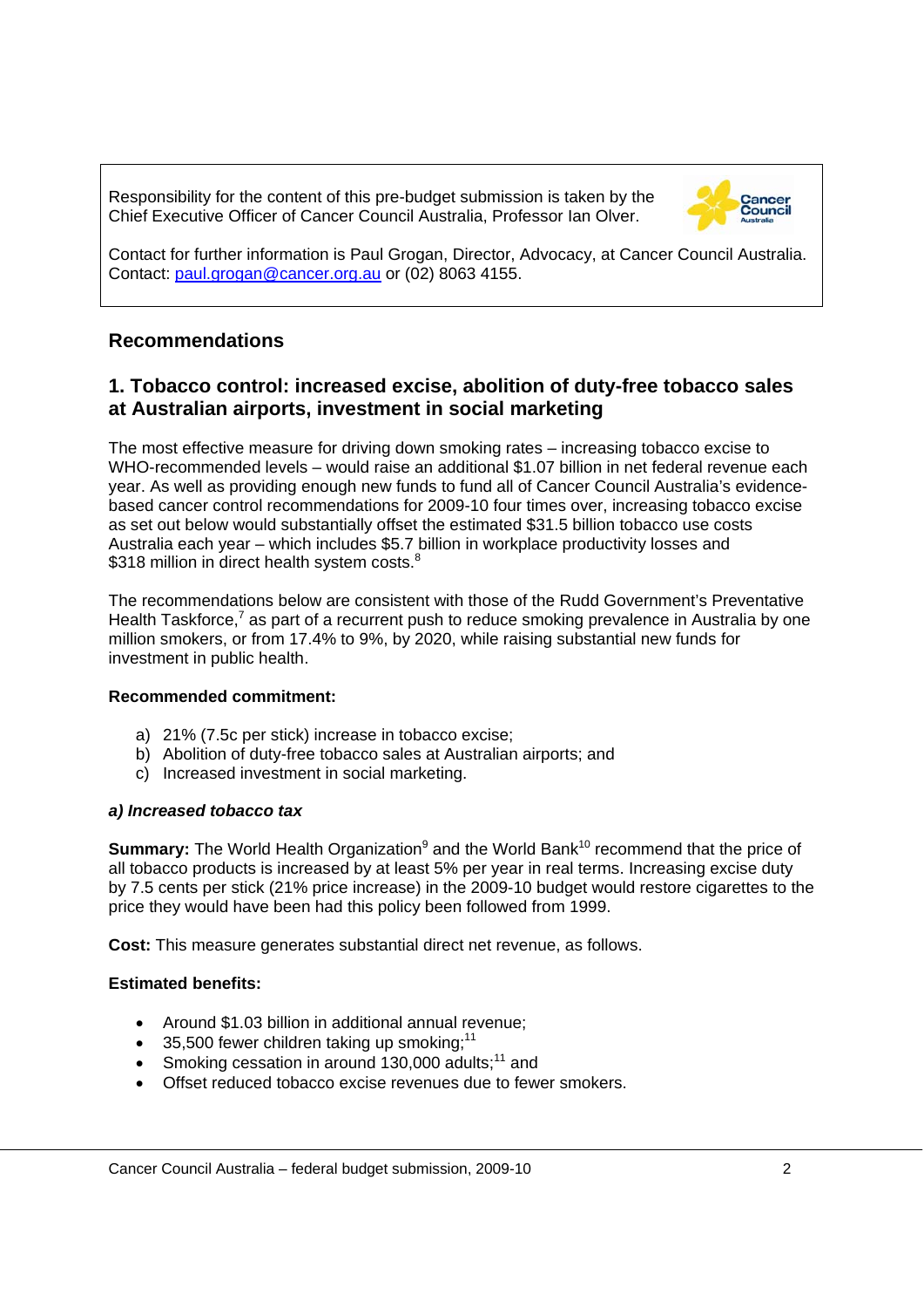Responsibility for the content of this pre-budget submission is taken by the Chief Executive Officer of Cancer Council Australia, Professor Ian Olver.

Contact for further information is Paul Grogan, Director, Advocacy, at Cancer Council Australia. Contact: paul.grogan@cancer.org.au or (02) 8063 4155.

## Recommendations

## 1. Tobacco control: increased excise, abolition of duty-free tobacco sales at Australian airports, investment in social marketing

The most effective measure for driving down smoking rates – increasing tobacco excise to WHO-recommended levels – would raise an additional $1.07 billion in net federal revenue each year. As well as providing enough new funds to fund all of Cancer Council Australia's evidence-based cancer control recommendations for 2009-10 four times over, increasing tobacco excise as set out below would substantially offset the estimated $31.5 billion tobacco use costs Australia each year – which includes $5.7 billion in workplace productivity losses and $318 million in direct health system costs.[8]

The recommendations below are consistent with those of the Rudd Government's Preventative Health Taskforce,[7] as part of a recurrent push to reduce smoking prevalence in Australia by one million smokers, or from 17.4% to 9%, by 2020, while raising substantial new funds for investment in public health.

**Recommended commitment:**

a) 21% (7.5c per stick) increase in tobacco excise;
b) Abolition of duty-free tobacco sales at Australian airports; and
c) Increased investment in social marketing.

***a) Increased tobacco tax***

**Summary:** The World Health Organization[9] and the World Bank[10] recommend that the price of all tobacco products is increased by at least 5% per year in real terms. Increasing excise duty by 7.5 cents per stick (21% price increase) in the 2009-10 budget would restore cigarettes to the price they would have been had this policy been followed from 1999.

**Cost:** This measure generates substantial direct net revenue, as follows.

**Estimated benefits:**

- Around $1.03 billion in additional annual revenue;
- 35,500 fewer children taking up smoking;[11]
- Smoking cessation in around 130,000 adults;[11] and
- Offset reduced tobacco excise revenues due to fewer smokers.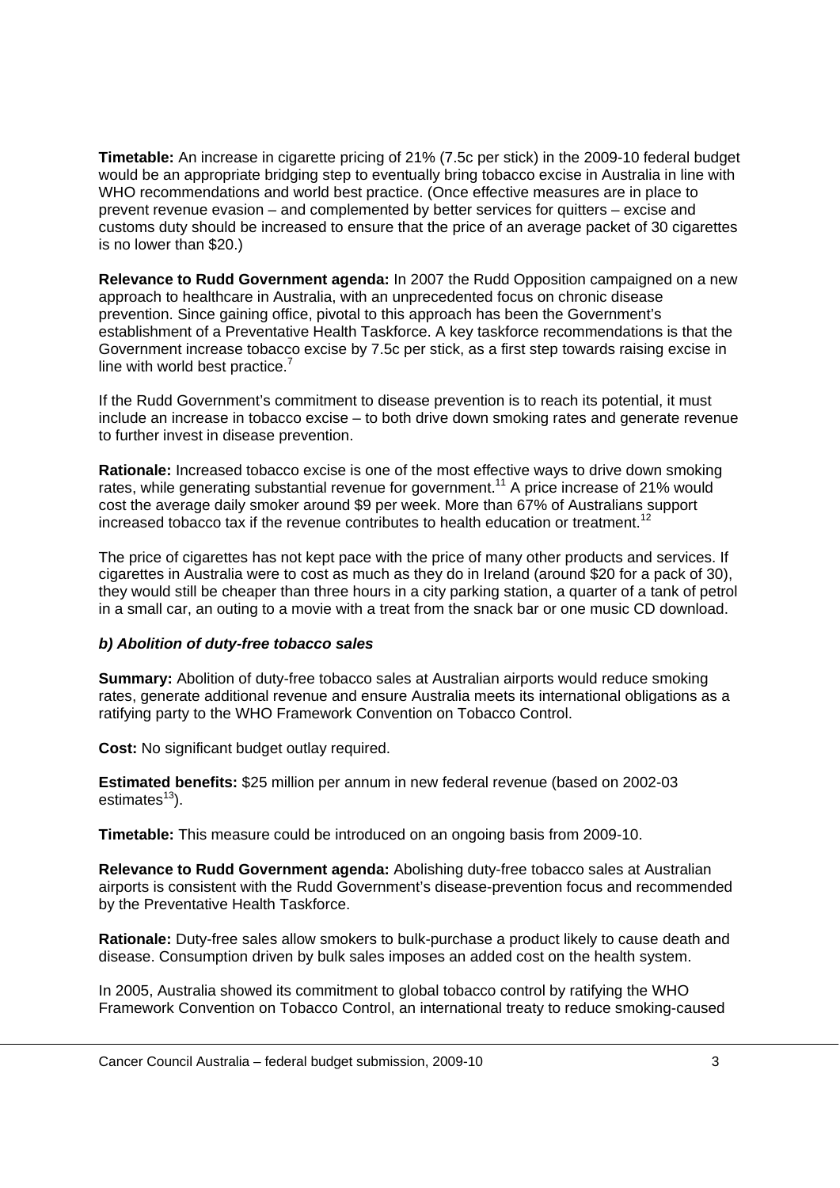**Timetable:** An increase in cigarette pricing of 21% (7.5c per stick) in the 2009-10 federal budget would be an appropriate bridging step to eventually bring tobacco excise in Australia in line with WHO recommendations and world best practice. (Once effective measures are in place to prevent revenue evasion – and complemented by better services for quitters – excise and customs duty should be increased to ensure that the price of an average packet of 30 cigarettes is no lower than $20.)

**Relevance to Rudd Government agenda:** In 2007 the Rudd Opposition campaigned on a new approach to healthcare in Australia, with an unprecedented focus on chronic disease prevention. Since gaining office, pivotal to this approach has been the Government's establishment of a Preventative Health Taskforce. A key taskforce recommendations is that the Government increase tobacco excise by 7.5c per stick, as a first step towards raising excise in line with world best practice.[7]

If the Rudd Government's commitment to disease prevention is to reach its potential, it must include an increase in tobacco excise – to both drive down smoking rates and generate revenue to further invest in disease prevention.

**Rationale:** Increased tobacco excise is one of the most effective ways to drive down smoking rates, while generating substantial revenue for government.[11] A price increase of 21% would cost the average daily smoker around $9 per week. More than 67% of Australians support increased tobacco tax if the revenue contributes to health education or treatment.[12]

The price of cigarettes has not kept pace with the price of many other products and services. If cigarettes in Australia were to cost as much as they do in Ireland (around $20 for a pack of 30), they would still be cheaper than three hours in a city parking station, a quarter of a tank of petrol in a small car, an outing to a movie with a treat from the snack bar or one music CD download.

***b) Abolition of duty-free tobacco sales***

**Summary:** Abolition of duty-free tobacco sales at Australian airports would reduce smoking rates, generate additional revenue and ensure Australia meets its international obligations as a ratifying party to the WHO Framework Convention on Tobacco Control.

**Cost:** No significant budget outlay required.

**Estimated benefits:** $25 million per annum in new federal revenue (based on 2002-03 estimates[13]).

**Timetable:** This measure could be introduced on an ongoing basis from 2009-10.

**Relevance to Rudd Government agenda:** Abolishing duty-free tobacco sales at Australian airports is consistent with the Rudd Government's disease-prevention focus and recommended by the Preventative Health Taskforce.

**Rationale:** Duty-free sales allow smokers to bulk-purchase a product likely to cause death and disease. Consumption driven by bulk sales imposes an added cost on the health system.

In 2005, Australia showed its commitment to global tobacco control by ratifying the WHO Framework Convention on Tobacco Control, an international treaty to reduce smoking-caused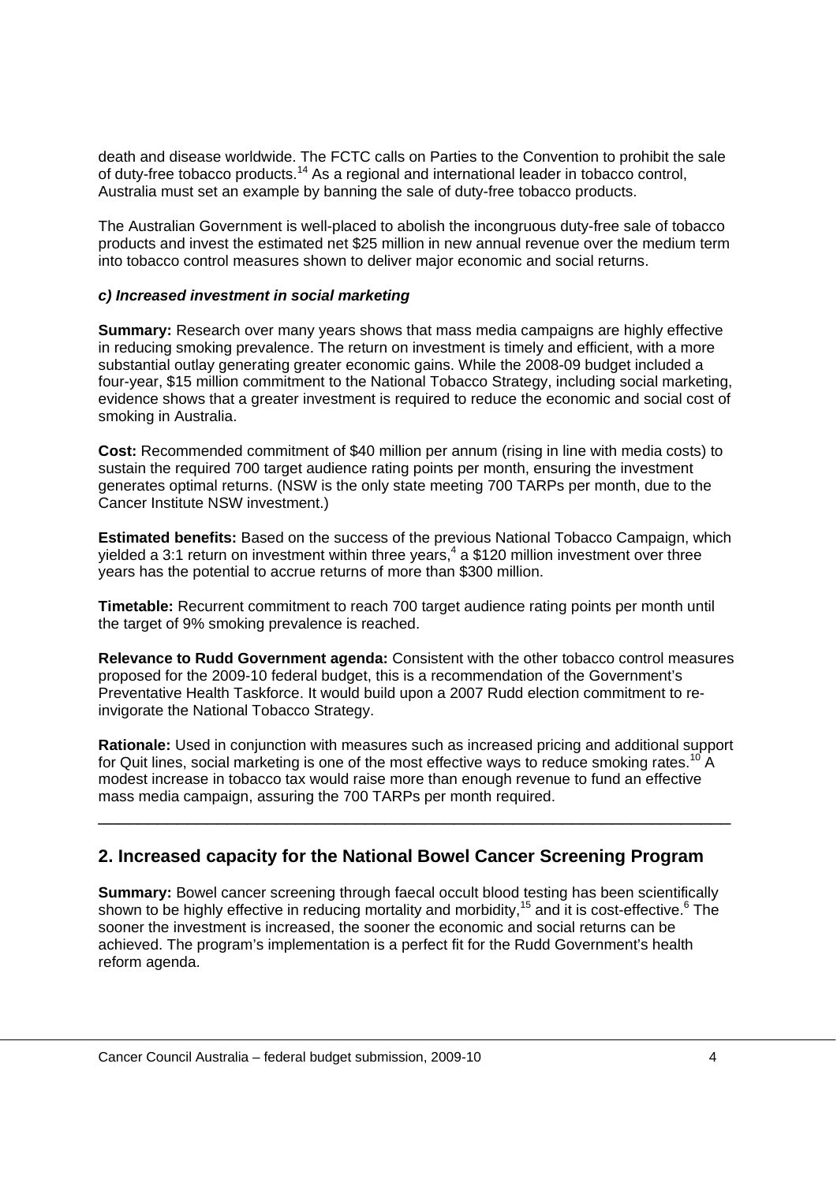death and disease worldwide. The FCTC calls on Parties to the Convention to prohibit the sale of duty-free tobacco products.[14] As a regional and international leader in tobacco control, Australia must set an example by banning the sale of duty-free tobacco products.

The Australian Government is well-placed to abolish the incongruous duty-free sale of tobacco products and invest the estimated net $25 million in new annual revenue over the medium term into tobacco control measures shown to deliver major economic and social returns.

***c) Increased investment in social marketing***

**Summary:** Research over many years shows that mass media campaigns are highly effective in reducing smoking prevalence. The return on investment is timely and efficient, with a more substantial outlay generating greater economic gains. While the 2008-09 budget included a four-year, $15 million commitment to the National Tobacco Strategy, including social marketing, evidence shows that a greater investment is required to reduce the economic and social cost of smoking in Australia.

**Cost:** Recommended commitment of $40 million per annum (rising in line with media costs) to sustain the required 700 target audience rating points per month, ensuring the investment generates optimal returns. (NSW is the only state meeting 700 TARPs per month, due to the Cancer Institute NSW investment.)

**Estimated benefits:** Based on the success of the previous National Tobacco Campaign, which yielded a 3:1 return on investment within three years,[4] a $120 million investment over three years has the potential to accrue returns of more than $300 million.

**Timetable:** Recurrent commitment to reach 700 target audience rating points per month until the target of 9% smoking prevalence is reached.

**Relevance to Rudd Government agenda:** Consistent with the other tobacco control measures proposed for the 2009-10 federal budget, this is a recommendation of the Government's Preventative Health Taskforce. It would build upon a 2007 Rudd election commitment to re-invigorate the National Tobacco Strategy.

**Rationale:** Used in conjunction with measures such as increased pricing and additional support for Quit lines, social marketing is one of the most effective ways to reduce smoking rates.[10] A modest increase in tobacco tax would raise more than enough revenue to fund an effective mass media campaign, assuring the 700 TARPs per month required.

---

## 2. Increased capacity for the National Bowel Cancer Screening Program

**Summary:** Bowel cancer screening through faecal occult blood testing has been scientifically shown to be highly effective in reducing mortality and morbidity,[15] and it is cost-effective.[6] The sooner the investment is increased, the sooner the economic and social returns can be achieved. The program's implementation is a perfect fit for the Rudd Government's health reform agenda.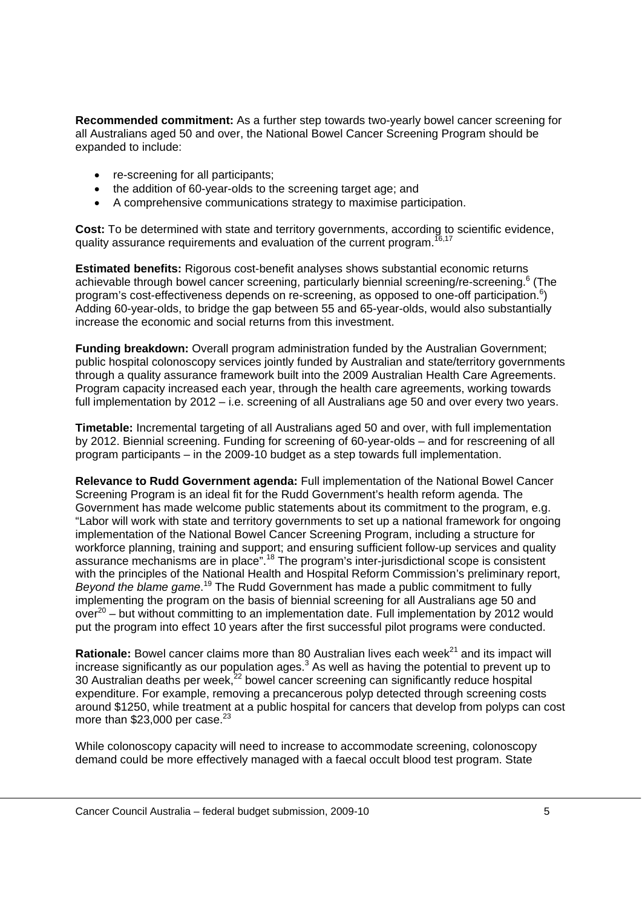**Recommended commitment:** As a further step towards two-yearly bowel cancer screening for all Australians aged 50 and over, the National Bowel Cancer Screening Program should be expanded to include:

- re-screening for all participants;
- the addition of 60-year-olds to the screening target age; and
- A comprehensive communications strategy to maximise participation.

**Cost:** To be determined with state and territory governments, according to scientific evidence, quality assurance requirements and evaluation of the current program.[16,17]

**Estimated benefits:** Rigorous cost-benefit analyses shows substantial economic returns achievable through bowel cancer screening, particularly biennial screening/re-screening.[6] (The program's cost-effectiveness depends on re-screening, as opposed to one-off participation.[6]) Adding 60-year-olds, to bridge the gap between 55 and 65-year-olds, would also substantially increase the economic and social returns from this investment.

**Funding breakdown:** Overall program administration funded by the Australian Government; public hospital colonoscopy services jointly funded by Australian and state/territory governments through a quality assurance framework built into the 2009 Australian Health Care Agreements. Program capacity increased each year, through the health care agreements, working towards full implementation by 2012 – i.e. screening of all Australians age 50 and over every two years.

**Timetable:** Incremental targeting of all Australians aged 50 and over, with full implementation by 2012. Biennial screening. Funding for screening of 60-year-olds – and for rescreening of all program participants – in the 2009-10 budget as a step towards full implementation.

**Relevance to Rudd Government agenda:** Full implementation of the National Bowel Cancer Screening Program is an ideal fit for the Rudd Government's health reform agenda. The Government has made welcome public statements about its commitment to the program, e.g. "Labor will work with state and territory governments to set up a national framework for ongoing implementation of the National Bowel Cancer Screening Program, including a structure for workforce planning, training and support; and ensuring sufficient follow-up services and quality assurance mechanisms are in place".[18] The program's inter-jurisdictional scope is consistent with the principles of the National Health and Hospital Reform Commission's preliminary report, *Beyond the blame game*.[19] The Rudd Government has made a public commitment to fully implementing the program on the basis of biennial screening for all Australians age 50 and over[20] – but without committing to an implementation date. Full implementation by 2012 would put the program into effect 10 years after the first successful pilot programs were conducted.

**Rationale:** Bowel cancer claims more than 80 Australian lives each week[21] and its impact will increase significantly as our population ages.[3] As well as having the potential to prevent up to 30 Australian deaths per week,[22] bowel cancer screening can significantly reduce hospital expenditure. For example, removing a precancerous polyp detected through screening costs around $1250, while treatment at a public hospital for cancers that develop from polyps can cost more than $23,000 per case.[23]

While colonoscopy capacity will need to increase to accommodate screening, colonoscopy demand could be more effectively managed with a faecal occult blood test program. State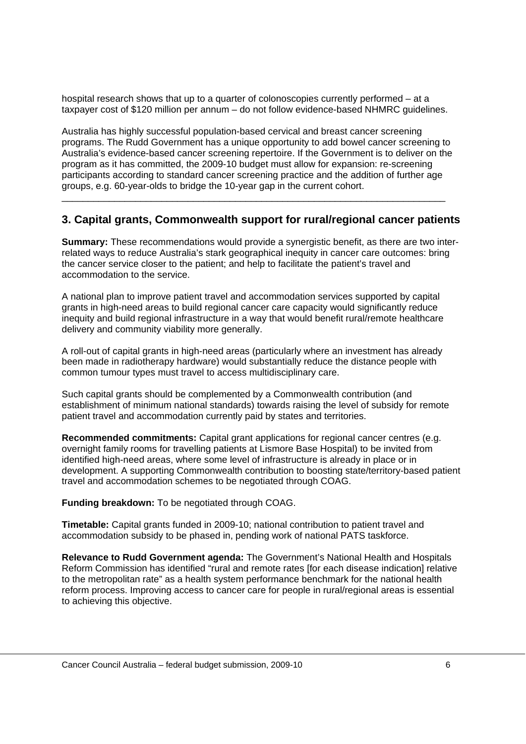hospital research shows that up to a quarter of colonoscopies currently performed – at a taxpayer cost of $120 million per annum – do not follow evidence-based NHMRC guidelines.

Australia has highly successful population-based cervical and breast cancer screening programs. The Rudd Government has a unique opportunity to add bowel cancer screening to Australia's evidence-based cancer screening repertoire. If the Government is to deliver on the program as it has committed, the 2009-10 budget must allow for expansion: re-screening participants according to standard cancer screening practice and the addition of further age groups, e.g. 60-year-olds to bridge the 10-year gap in the current cohort.

---

## 3. Capital grants, Commonwealth support for rural/regional cancer patients

**Summary:** These recommendations would provide a synergistic benefit, as there are two inter-related ways to reduce Australia's stark geographical inequity in cancer care outcomes: bring the cancer service closer to the patient; and help to facilitate the patient's travel and accommodation to the service.

A national plan to improve patient travel and accommodation services supported by capital grants in high-need areas to build regional cancer care capacity would significantly reduce inequity and build regional infrastructure in a way that would benefit rural/remote healthcare delivery and community viability more generally.

A roll-out of capital grants in high-need areas (particularly where an investment has already been made in radiotherapy hardware) would substantially reduce the distance people with common tumour types must travel to access multidisciplinary care.

Such capital grants should be complemented by a Commonwealth contribution (and establishment of minimum national standards) towards raising the level of subsidy for remote patient travel and accommodation currently paid by states and territories.

**Recommended commitments:** Capital grant applications for regional cancer centres (e.g. overnight family rooms for travelling patients at Lismore Base Hospital) to be invited from identified high-need areas, where some level of infrastructure is already in place or in development. A supporting Commonwealth contribution to boosting state/territory-based patient travel and accommodation schemes to be negotiated through COAG.

**Funding breakdown:** To be negotiated through COAG.

**Timetable:** Capital grants funded in 2009-10; national contribution to patient travel and accommodation subsidy to be phased in, pending work of national PATS taskforce.

**Relevance to Rudd Government agenda:** The Government's National Health and Hospitals Reform Commission has identified "rural and remote rates [for each disease indication] relative to the metropolitan rate" as a health system performance benchmark for the national health reform process. Improving access to cancer care for people in rural/regional areas is essential to achieving this objective.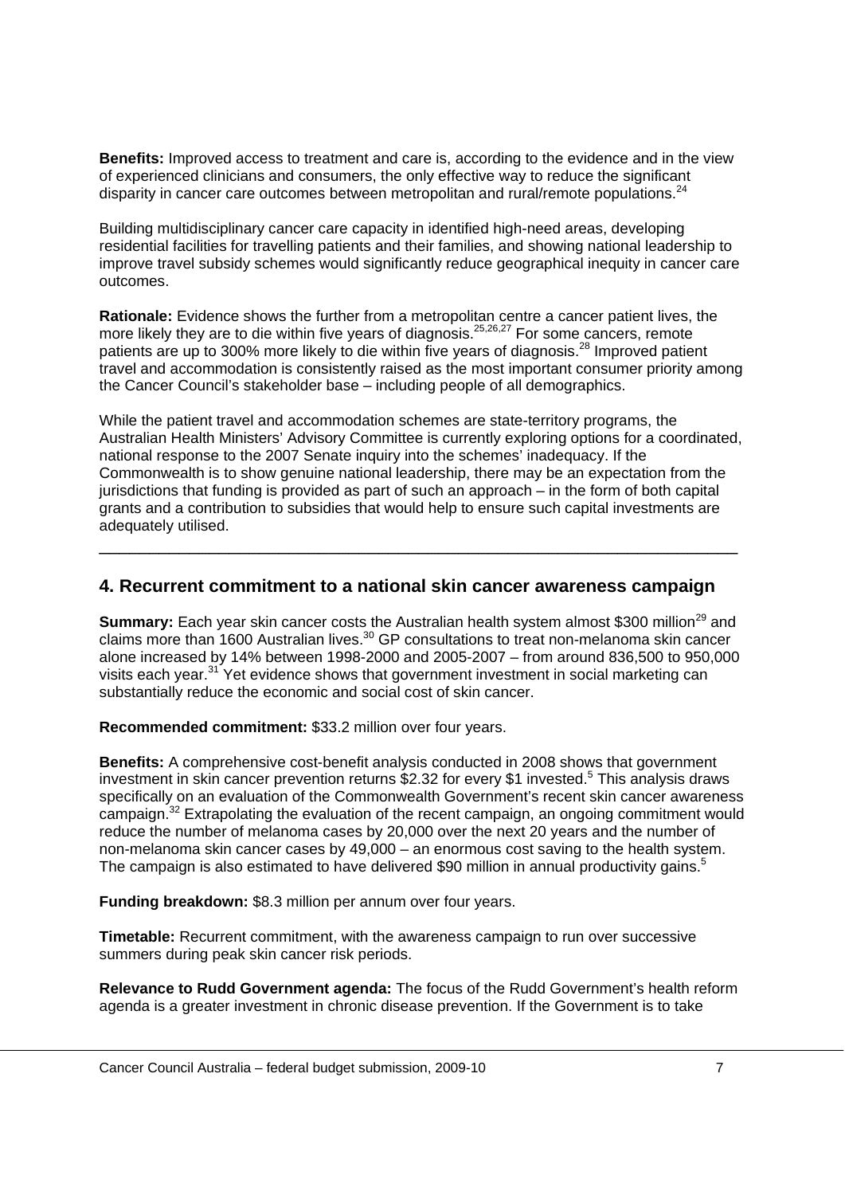**Benefits:** Improved access to treatment and care is, according to the evidence and in the view of experienced clinicians and consumers, the only effective way to reduce the significant disparity in cancer care outcomes between metropolitan and rural/remote populations.[24]

Building multidisciplinary cancer care capacity in identified high-need areas, developing residential facilities for travelling patients and their families, and showing national leadership to improve travel subsidy schemes would significantly reduce geographical inequity in cancer care outcomes.

**Rationale:** Evidence shows the further from a metropolitan centre a cancer patient lives, the more likely they are to die within five years of diagnosis.[25,26,27] For some cancers, remote patients are up to 300% more likely to die within five years of diagnosis.[28] Improved patient travel and accommodation is consistently raised as the most important consumer priority among the Cancer Council's stakeholder base – including people of all demographics.

While the patient travel and accommodation schemes are state-territory programs, the Australian Health Ministers' Advisory Committee is currently exploring options for a coordinated, national response to the 2007 Senate inquiry into the schemes' inadequacy. If the Commonwealth is to show genuine national leadership, there may be an expectation from the jurisdictions that funding is provided as part of such an approach – in the form of both capital grants and a contribution to subsidies that would help to ensure such capital investments are adequately utilised.

---

## 4. Recurrent commitment to a national skin cancer awareness campaign

**Summary:** Each year skin cancer costs the Australian health system almost $300 million[29] and claims more than 1600 Australian lives.[30] GP consultations to treat non-melanoma skin cancer alone increased by 14% between 1998-2000 and 2005-2007 – from around 836,500 to 950,000 visits each year.[31] Yet evidence shows that government investment in social marketing can substantially reduce the economic and social cost of skin cancer.

**Recommended commitment:** $33.2 million over four years.

**Benefits:** A comprehensive cost-benefit analysis conducted in 2008 shows that government investment in skin cancer prevention returns $2.32 for every $1 invested.[5] This analysis draws specifically on an evaluation of the Commonwealth Government's recent skin cancer awareness campaign.[32] Extrapolating the evaluation of the recent campaign, an ongoing commitment would reduce the number of melanoma cases by 20,000 over the next 20 years and the number of non-melanoma skin cancer cases by 49,000 – an enormous cost saving to the health system. The campaign is also estimated to have delivered $90 million in annual productivity gains.[5]

**Funding breakdown:** $8.3 million per annum over four years.

**Timetable:** Recurrent commitment, with the awareness campaign to run over successive summers during peak skin cancer risk periods.

**Relevance to Rudd Government agenda:** The focus of the Rudd Government's health reform agenda is a greater investment in chronic disease prevention. If the Government is to take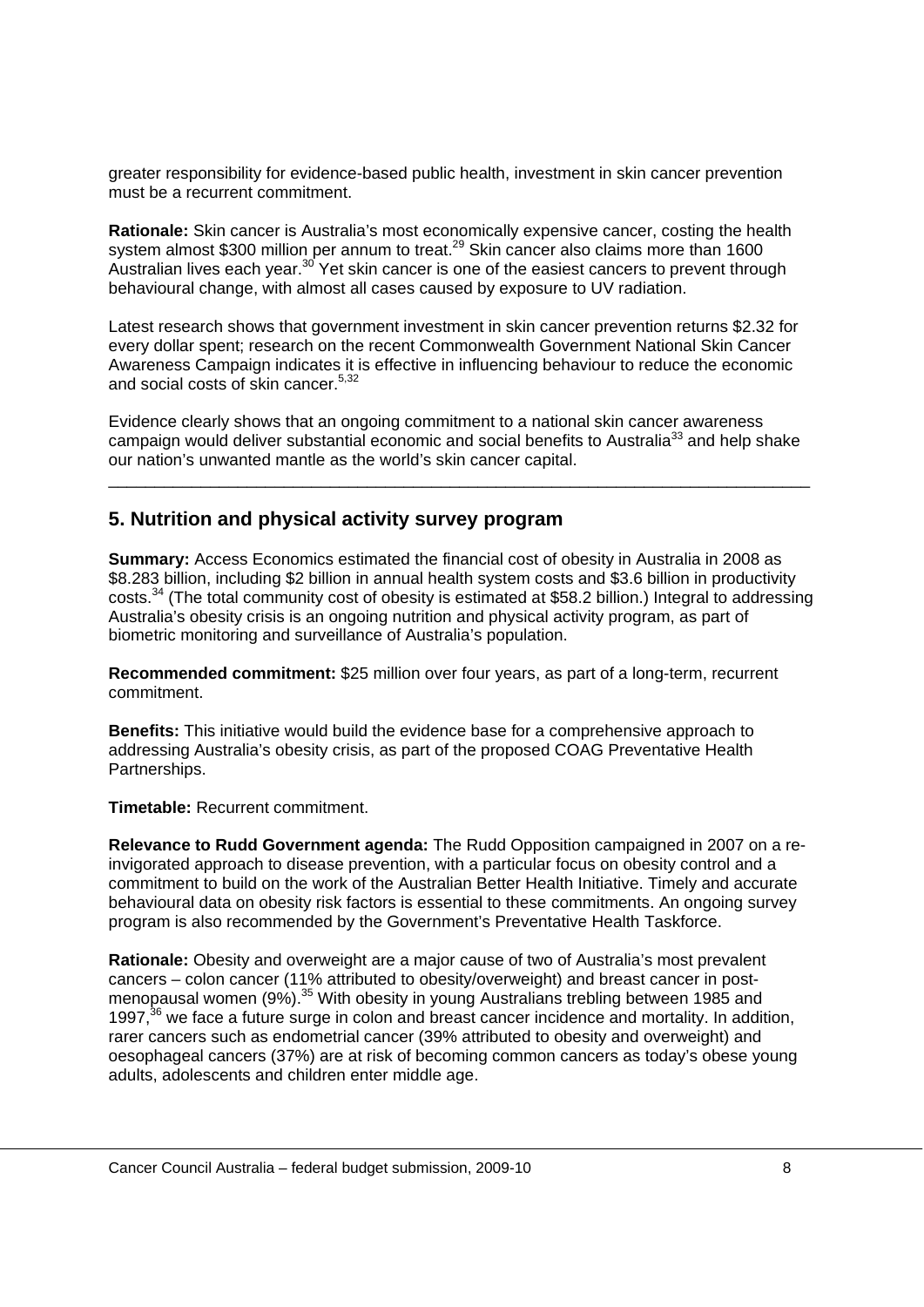greater responsibility for evidence-based public health, investment in skin cancer prevention must be a recurrent commitment.

**Rationale:** Skin cancer is Australia's most economically expensive cancer, costing the health system almost $300 million per annum to treat.[29] Skin cancer also claims more than 1600 Australian lives each year.[30] Yet skin cancer is one of the easiest cancers to prevent through behavioural change, with almost all cases caused by exposure to UV radiation.

Latest research shows that government investment in skin cancer prevention returns $2.32 for every dollar spent; research on the recent Commonwealth Government National Skin Cancer Awareness Campaign indicates it is effective in influencing behaviour to reduce the economic and social costs of skin cancer.[5,32]

Evidence clearly shows that an ongoing commitment to a national skin cancer awareness campaign would deliver substantial economic and social benefits to Australia[33] and help shake our nation's unwanted mantle as the world's skin cancer capital.

---

## 5. Nutrition and physical activity survey program

**Summary:** Access Economics estimated the financial cost of obesity in Australia in 2008 as $8.283 billion, including $2 billion in annual health system costs and $3.6 billion in productivity costs.[34] (The total community cost of obesity is estimated at $58.2 billion.) Integral to addressing Australia's obesity crisis is an ongoing nutrition and physical activity program, as part of biometric monitoring and surveillance of Australia's population.

**Recommended commitment:** $25 million over four years, as part of a long-term, recurrent commitment.

**Benefits:** This initiative would build the evidence base for a comprehensive approach to addressing Australia's obesity crisis, as part of the proposed COAG Preventative Health Partnerships.

**Timetable:** Recurrent commitment.

**Relevance to Rudd Government agenda:** The Rudd Opposition campaigned in 2007 on a re-invigorated approach to disease prevention, with a particular focus on obesity control and a commitment to build on the work of the Australian Better Health Initiative. Timely and accurate behavioural data on obesity risk factors is essential to these commitments. An ongoing survey program is also recommended by the Government's Preventative Health Taskforce.

**Rationale:** Obesity and overweight are a major cause of two of Australia's most prevalent cancers – colon cancer (11% attributed to obesity/overweight) and breast cancer in post-menopausal women (9%).[35] With obesity in young Australians trebling between 1985 and 1997,[36] we face a future surge in colon and breast cancer incidence and mortality. In addition, rarer cancers such as endometrial cancer (39% attributed to obesity and overweight) and oesophageal cancers (37%) are at risk of becoming common cancers as today's obese young adults, adolescents and children enter middle age.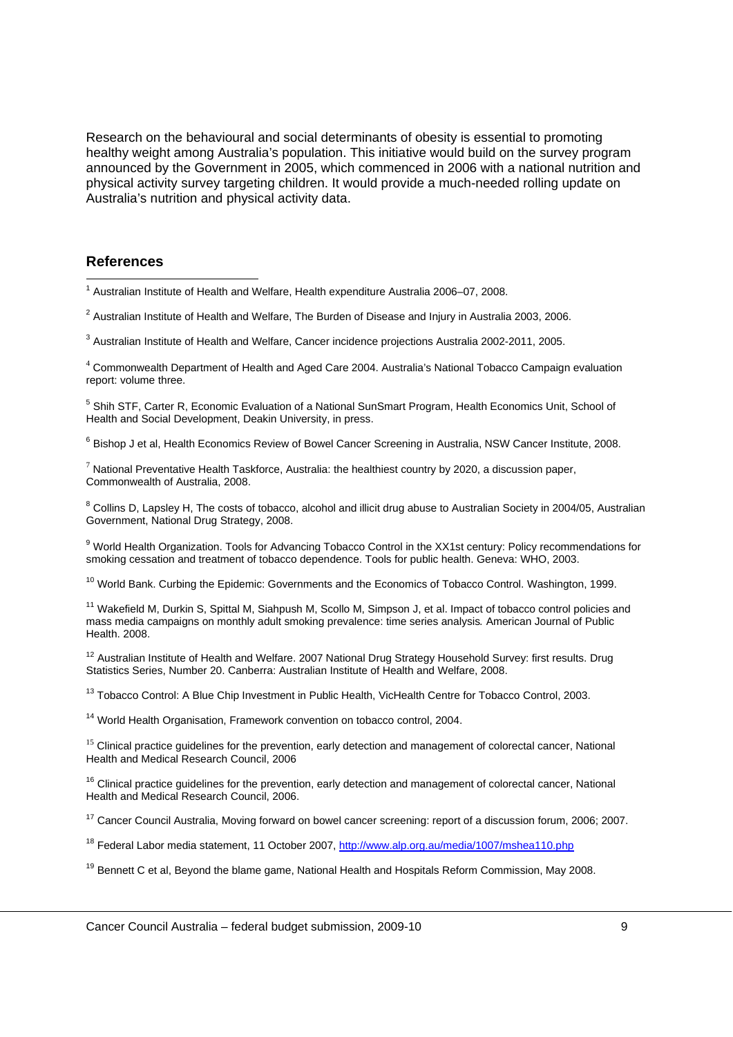Research on the behavioural and social determinants of obesity is essential to promoting healthy weight among Australia's population. This initiative would build on the survey program announced by the Government in 2005, which commenced in 2006 with a national nutrition and physical activity survey targeting children. It would provide a much-needed rolling update on Australia's nutrition and physical activity data.

## References

[1] Australian Institute of Health and Welfare, Health expenditure Australia 2006–07, 2008.

[2] Australian Institute of Health and Welfare, The Burden of Disease and Injury in Australia 2003, 2006.

[3] Australian Institute of Health and Welfare, Cancer incidence projections Australia 2002-2011, 2005.

[4] Commonwealth Department of Health and Aged Care 2004. Australia's National Tobacco Campaign evaluation report: volume three.

[5] Shih STF, Carter R, Economic Evaluation of a National SunSmart Program, Health Economics Unit, School of Health and Social Development, Deakin University, in press.

[6] Bishop J et al, Health Economics Review of Bowel Cancer Screening in Australia, NSW Cancer Institute, 2008.

[7] National Preventative Health Taskforce, Australia: the healthiest country by 2020, a discussion paper, Commonwealth of Australia, 2008.

[8] Collins D, Lapsley H, The costs of tobacco, alcohol and illicit drug abuse to Australian Society in 2004/05, Australian Government, National Drug Strategy, 2008.

[9] World Health Organization. Tools for Advancing Tobacco Control in the XX1st century: Policy recommendations for smoking cessation and treatment of tobacco dependence. Tools for public health. Geneva: WHO, 2003.

[10] World Bank. Curbing the Epidemic: Governments and the Economics of Tobacco Control. Washington, 1999.

[11] Wakefield M, Durkin S, Spittal M, Siahpush M, Scollo M, Simpson J, et al. Impact of tobacco control policies and mass media campaigns on monthly adult smoking prevalence: time series analysis*.* American Journal of Public Health. 2008.

[12] Australian Institute of Health and Welfare. 2007 National Drug Strategy Household Survey: first results. Drug Statistics Series, Number 20. Canberra: Australian Institute of Health and Welfare, 2008.

[13] Tobacco Control: A Blue Chip Investment in Public Health, VicHealth Centre for Tobacco Control, 2003.

[14] World Health Organisation, Framework convention on tobacco control, 2004.

[15] Clinical practice guidelines for the prevention, early detection and management of colorectal cancer, National Health and Medical Research Council, 2006

[16] Clinical practice guidelines for the prevention, early detection and management of colorectal cancer, National Health and Medical Research Council, 2006.

[17] Cancer Council Australia, Moving forward on bowel cancer screening: report of a discussion forum, 2006; 2007.

[18] Federal Labor media statement, 11 October 2007, http://www.alp.org.au/media/1007/mshea110.php

[19] Bennett C et al, Beyond the blame game, National Health and Hospitals Reform Commission, May 2008.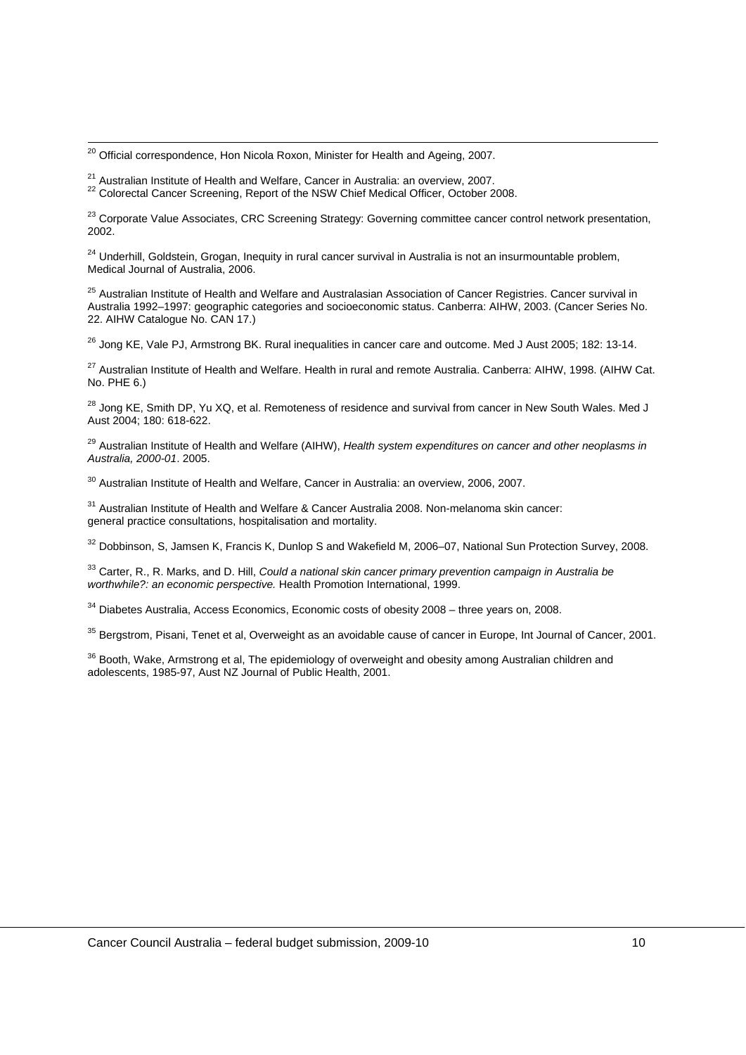[20] Official correspondence, Hon Nicola Roxon, Minister for Health and Ageing, 2007.

[21] Australian Institute of Health and Welfare, Cancer in Australia: an overview, 2007.

[22] Colorectal Cancer Screening, Report of the NSW Chief Medical Officer, October 2008.

[23] Corporate Value Associates, CRC Screening Strategy: Governing committee cancer control network presentation, 2002.

[24] Underhill, Goldstein, Grogan, Inequity in rural cancer survival in Australia is not an insurmountable problem, Medical Journal of Australia, 2006.

[25] Australian Institute of Health and Welfare and Australasian Association of Cancer Registries. Cancer survival in Australia 1992–1997: geographic categories and socioeconomic status. Canberra: AIHW, 2003. (Cancer Series No. 22. AIHW Catalogue No. CAN 17.)

[26] Jong KE, Vale PJ, Armstrong BK. Rural inequalities in cancer care and outcome. Med J Aust 2005; 182: 13-14.

[27] Australian Institute of Health and Welfare. Health in rural and remote Australia. Canberra: AIHW, 1998. (AIHW Cat. No. PHE 6.)

[28] Jong KE, Smith DP, Yu XQ, et al. Remoteness of residence and survival from cancer in New South Wales. Med J Aust 2004; 180: 618-622.

[29] Australian Institute of Health and Welfare (AIHW), *Health system expenditures on cancer and other neoplasms in Australia, 2000-01*. 2005.

[30] Australian Institute of Health and Welfare, Cancer in Australia: an overview, 2006, 2007.

[31] Australian Institute of Health and Welfare & Cancer Australia 2008. Non-melanoma skin cancer: general practice consultations, hospitalisation and mortality.

[32] Dobbinson, S, Jamsen K, Francis K, Dunlop S and Wakefield M, 2006–07, National Sun Protection Survey, 2008.

[33] Carter, R., R. Marks, and D. Hill, *Could a national skin cancer primary prevention campaign in Australia be worthwhile?: an economic perspective.* Health Promotion International, 1999.

[34] Diabetes Australia, Access Economics, Economic costs of obesity 2008 – three years on, 2008.

[35] Bergstrom, Pisani, Tenet et al, Overweight as an avoidable cause of cancer in Europe, Int Journal of Cancer, 2001.

[36] Booth, Wake, Armstrong et al, The epidemiology of overweight and obesity among Australian children and adolescents, 1985-97, Aust NZ Journal of Public Health, 2001.